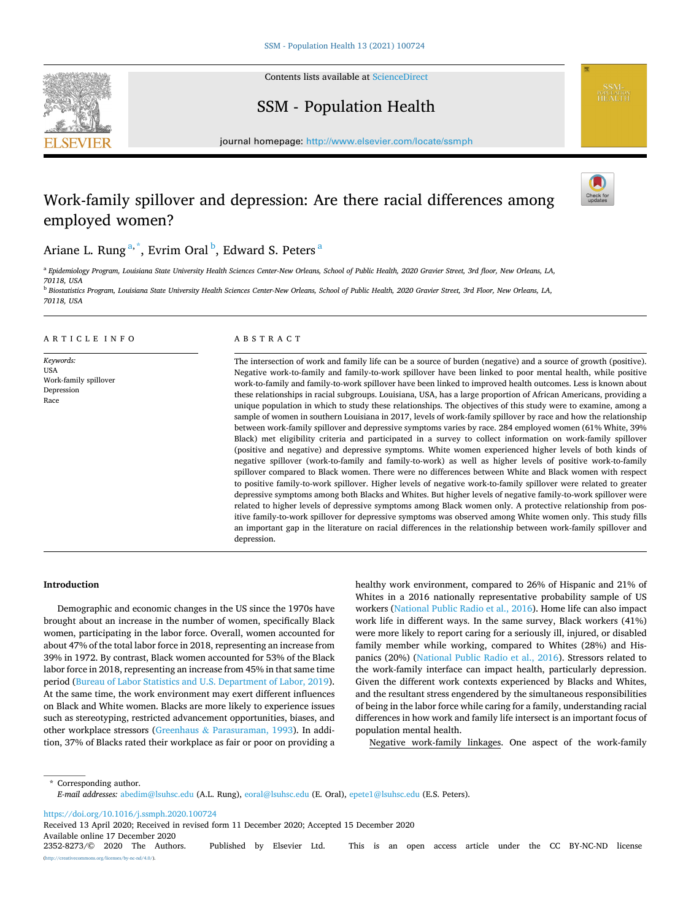# Work-family spillover and depression: Are there racial differences among employed women?

Ariane L. Rung[a,*], Evrim Oral[b], Edward S. Peters[a]

[a] Epidemiology Program, Louisiana State University Health Sciences Center-New Orleans, School of Public Health, 2020 Gravier Street, 3rd floor, New Orleans, LA, 70118, USA

[b] Biostatistics Program, Louisiana State University Health Sciences Center-New Orleans, School of Public Health, 2020 Gravier Street, 3rd Floor, New Orleans, LA, 70118, USA

**ARTICLE INFO**

*Keywords:*
USA
Work-family spillover
Depression
Race

**ABSTRACT**

The intersection of work and family life can be a source of burden (negative) and a source of growth (positive). Negative work-to-family and family-to-work spillover have been linked to poor mental health, while positive work-to-family and family-to-work spillover have been linked to improved health outcomes. Less is known about these relationships in racial subgroups. Louisiana, USA, has a large proportion of African Americans, providing a unique population in which to study these relationships. The objectives of this study were to examine, among a sample of women in southern Louisiana in 2017, levels of work-family spillover by race and how the relationship between work-family spillover and depressive symptoms varies by race. 284 employed women (61% White, 39% Black) met eligibility criteria and participated in a survey to collect information on work-family spillover (positive and negative) and depressive symptoms. White women experienced higher levels of both kinds of negative spillover (work-to-family and family-to-work) as well as higher levels of positive work-to-family spillover compared to Black women. There were no differences between White and Black women with respect to positive family-to-work spillover. Higher levels of negative work-to-family spillover were related to greater depressive symptoms among both Blacks and Whites. But higher levels of negative family-to-work spillover were related to higher levels of depressive symptoms among Black women only. A protective relationship from positive family-to-work spillover for depressive symptoms was observed among White women only. This study fills an important gap in the literature on racial differences in the relationship between work-family spillover and depression.

## Introduction

Demographic and economic changes in the US since the 1970s have brought about an increase in the number of women, specifically Black women, participating in the labor force. Overall, women accounted for about 47% of the total labor force in 2018, representing an increase from 39% in 1972. By contrast, Black women accounted for 53% of the Black labor force in 2018, representing an increase from 45% in that same time period (Bureau of Labor Statistics and U.S. Department of Labor, 2019). At the same time, the work environment may exert different influences on Black and White women. Blacks are more likely to experience issues such as stereotyping, restricted advancement opportunities, biases, and other workplace stressors (Greenhaus & Parasuraman, 1993). In addition, 37% of Blacks rated their workplace as fair or poor on providing a healthy work environment, compared to 26% of Hispanic and 21% of Whites in a 2016 nationally representative probability sample of US workers (National Public Radio et al., 2016). Home life can also impact work life in different ways. In the same survey, Black workers (41%) were more likely to report caring for a seriously ill, injured, or disabled family member while working, compared to Whites (28%) and Hispanics (20%) (National Public Radio et al., 2016). Stressors related to the work-family interface can impact health, particularly depression. Given the different work contexts experienced by Blacks and Whites, and the resultant stress engendered by the simultaneous responsibilities of being in the labor force while caring for a family, understanding racial differences in how work and family life intersect is an important focus of population mental health.

Negative work-family linkages. One aspect of the work-family

---

* Corresponding author.
*E-mail addresses:* abedim@lsuhsc.edu (A.L. Rung), eoral@lsuhsc.edu (E. Oral), epete1@lsuhsc.edu (E.S. Peters).

https://doi.org/10.1016/j.ssmph.2020.100724
Received 13 April 2020; Received in revised form 11 December 2020; Accepted 15 December 2020
Available online 17 December 2020
2352-8273/© 2020 The Authors. Published by Elsevier Ltd. This is an open access article under the CC BY-NC-ND license (http://creativecommons.org/licenses/by-nc-nd/4.0/).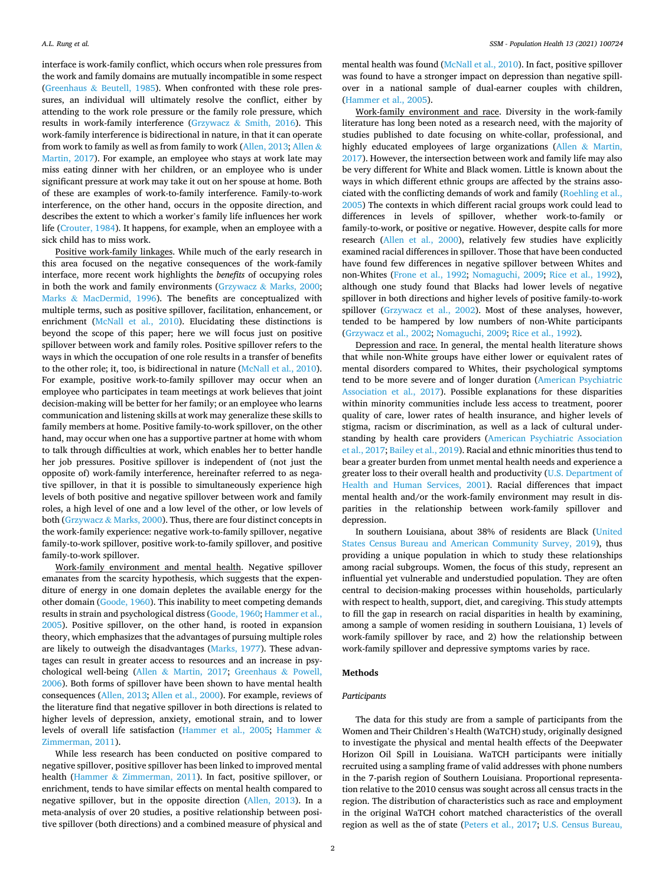interface is work-family conflict, which occurs when role pressures from the work and family domains are mutually incompatible in some respect (Greenhaus & Beutell, 1985). When confronted with these role pressures, an individual will ultimately resolve the conflict, either by attending to the work role pressure or the family role pressure, which results in work-family interference (Grzywacz & Smith, 2016). This work-family interference is bidirectional in nature, in that it can operate from work to family as well as from family to work (Allen, 2013; Allen & Martin, 2017). For example, an employee who stays at work late may miss eating dinner with her children, or an employee who is under significant pressure at work may take it out on her spouse at home. Both of these are examples of work-to-family interference. Family-to-work interference, on the other hand, occurs in the opposite direction, and describes the extent to which a worker's family life influences her work life (Crouter, 1984). It happens, for example, when an employee with a sick child has to miss work.

Positive work-family linkages. While much of the early research in this area focused on the negative consequences of the work-family interface, more recent work highlights the *benefits* of occupying roles in both the work and family environments (Grzywacz & Marks, 2000; Marks & MacDermid, 1996). The benefits are conceptualized with multiple terms, such as positive spillover, facilitation, enhancement, or enrichment (McNall et al., 2010). Elucidating these distinctions is beyond the scope of this paper; here we will focus just on positive spillover between work and family roles. Positive spillover refers to the ways in which the occupation of one role results in a transfer of benefits to the other role; it, too, is bidirectional in nature (McNall et al., 2010). For example, positive work-to-family spillover may occur when an employee who participates in team meetings at work believes that joint decision-making will be better for her family; or an employee who learns communication and listening skills at work may generalize these skills to family members at home. Positive family-to-work spillover, on the other hand, may occur when one has a supportive partner at home with whom to talk through difficulties at work, which enables her to better handle her job pressures. Positive spillover is independent of (not just the opposite of) work-family interference, hereinafter referred to as negative spillover, in that it is possible to simultaneously experience high levels of both positive and negative spillover between work and family roles, a high level of one and a low level of the other, or low levels of both (Grzywacz & Marks, 2000). Thus, there are four distinct concepts in the work-family experience: negative work-to-family spillover, negative family-to-work spillover, positive work-to-family spillover, and positive family-to-work spillover.

Work-family environment and mental health. Negative spillover emanates from the scarcity hypothesis, which suggests that the expenditure of energy in one domain depletes the available energy for the other domain (Goode, 1960). This inability to meet competing demands results in strain and psychological distress (Goode, 1960; Hammer et al., 2005). Positive spillover, on the other hand, is rooted in expansion theory, which emphasizes that the advantages of pursuing multiple roles are likely to outweigh the disadvantages (Marks, 1977). These advantages can result in greater access to resources and an increase in psychological well-being (Allen & Martin, 2017; Greenhaus & Powell, 2006). Both forms of spillover have been shown to have mental health consequences (Allen, 2013; Allen et al., 2000). For example, reviews of the literature find that negative spillover in both directions is related to higher levels of depression, anxiety, emotional strain, and to lower levels of overall life satisfaction (Hammer et al., 2005; Hammer & Zimmerman, 2011).

While less research has been conducted on positive compared to negative spillover, positive spillover has been linked to improved mental health (Hammer & Zimmerman, 2011). In fact, positive spillover, or enrichment, tends to have similar effects on mental health compared to negative spillover, but in the opposite direction (Allen, 2013). In a meta-analysis of over 20 studies, a positive relationship between positive spillover (both directions) and a combined measure of physical and mental health was found (McNall et al., 2010). In fact, positive spillover was found to have a stronger impact on depression than negative spillover in a national sample of dual-earner couples with children, (Hammer et al., 2005).

Work-family environment and race. Diversity in the work-family literature has long been noted as a research need, with the majority of studies published to date focusing on white-collar, professional, and highly educated employees of large organizations (Allen & Martin, 2017). However, the intersection between work and family life may also be very different for White and Black women. Little is known about the ways in which different ethnic groups are affected by the strains associated with the conflicting demands of work and family (Roehling et al., 2005) The contexts in which different racial groups work could lead to differences in levels of spillover, whether work-to-family or family-to-work, or positive or negative. However, despite calls for more research (Allen et al., 2000), relatively few studies have explicitly examined racial differences in spillover. Those that have been conducted have found few differences in negative spillover between Whites and non-Whites (Frone et al., 1992; Nomaguchi, 2009; Rice et al., 1992), although one study found that Blacks had lower levels of negative spillover in both directions and higher levels of positive family-to-work spillover (Grzywacz et al., 2002). Most of these analyses, however, tended to be hampered by low numbers of non-White participants (Grzywacz et al., 2002; Nomaguchi, 2009; Rice et al., 1992).

Depression and race. In general, the mental health literature shows that while non-White groups have either lower or equivalent rates of mental disorders compared to Whites, their psychological symptoms tend to be more severe and of longer duration (American Psychiatric Association et al., 2017). Possible explanations for these disparities within minority communities include less access to treatment, poorer quality of care, lower rates of health insurance, and higher levels of stigma, racism or discrimination, as well as a lack of cultural understanding by health care providers (American Psychiatric Association et al., 2017; Bailey et al., 2019). Racial and ethnic minorities thus tend to bear a greater burden from unmet mental health needs and experience a greater loss to their overall health and productivity (U.S. Department of Health and Human Services, 2001). Racial differences that impact mental health and/or the work-family environment may result in disparities in the relationship between work-family spillover and depression.

In southern Louisiana, about 38% of residents are Black (United States Census Bureau and American Community Survey, 2019), thus providing a unique population in which to study these relationships among racial subgroups. Women, the focus of this study, represent an influential yet vulnerable and understudied population. They are often central to decision-making processes within households, particularly with respect to health, support, diet, and caregiving. This study attempts to fill the gap in research on racial disparities in health by examining, among a sample of women residing in southern Louisiana, 1) levels of work-family spillover by race, and 2) how the relationship between work-family spillover and depressive symptoms varies by race.

## Methods

### *Participants*

The data for this study are from a sample of participants from the Women and Their Children's Health (WaTCH) study, originally designed to investigate the physical and mental health effects of the Deepwater Horizon Oil Spill in Louisiana. WaTCH participants were initially recruited using a sampling frame of valid addresses with phone numbers in the 7-parish region of Southern Louisiana. Proportional representation relative to the 2010 census was sought across all census tracts in the region. The distribution of characteristics such as race and employment in the original WaTCH cohort matched characteristics of the overall region as well as the of state (Peters et al., 2017; U.S. Census Bureau,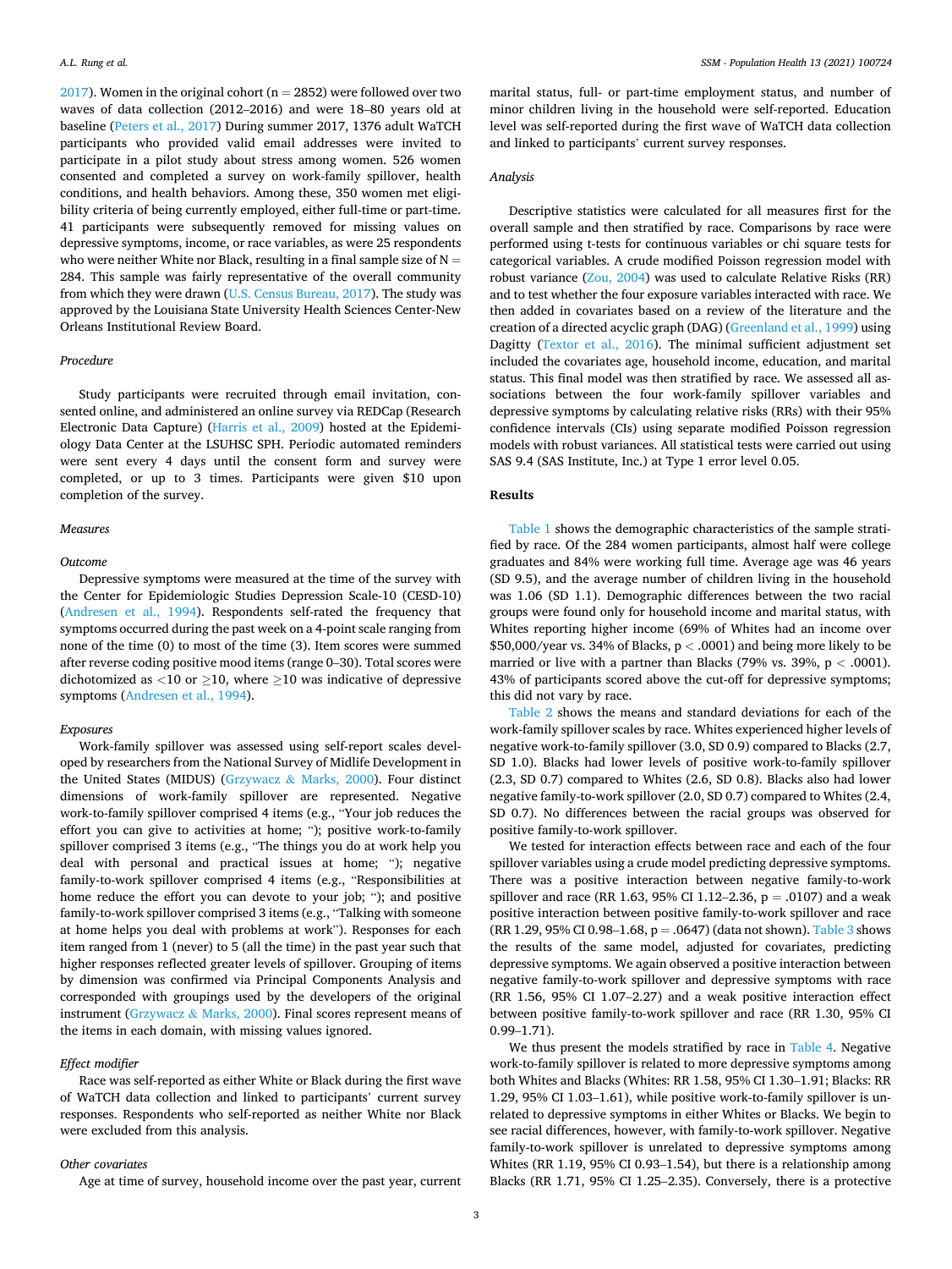2017). Women in the original cohort (n = 2852) were followed over two waves of data collection (2012–2016) and were 18–80 years old at baseline (Peters et al., 2017) During summer 2017, 1376 adult WaTCH participants who provided valid email addresses were invited to participate in a pilot study about stress among women. 526 women consented and completed a survey on work-family spillover, health conditions, and health behaviors. Among these, 350 women met eligibility criteria of being currently employed, either full-time or part-time. 41 participants were subsequently removed for missing values on depressive symptoms, income, or race variables, as were 25 respondents who were neither White nor Black, resulting in a final sample size of N = 284. This sample was fairly representative of the overall community from which they were drawn (U.S. Census Bureau, 2017). The study was approved by the Louisiana State University Health Sciences Center-New Orleans Institutional Review Board.

### *Procedure*

Study participants were recruited through email invitation, consented online, and administered an online survey via REDCap (Research Electronic Data Capture) (Harris et al., 2009) hosted at the Epidemiology Data Center at the LSUHSC SPH. Periodic automated reminders were sent every 4 days until the consent form and survey were completed, or up to 3 times. Participants were given $10 upon completion of the survey.

### *Measures*

#### *Outcome*

Depressive symptoms were measured at the time of the survey with the Center for Epidemiologic Studies Depression Scale-10 (CESD-10) (Andresen et al., 1994). Respondents self-rated the frequency that symptoms occurred during the past week on a 4-point scale ranging from none of the time (0) to most of the time (3). Item scores were summed after reverse coding positive mood items (range 0–30). Total scores were dichotomized as <10 or ≥10, where ≥10 was indicative of depressive symptoms (Andresen et al., 1994).

#### *Exposures*

Work-family spillover was assessed using self-report scales developed by researchers from the National Survey of Midlife Development in the United States (MIDUS) (Grzywacz & Marks, 2000). Four distinct dimensions of work-family spillover are represented. Negative work-to-family spillover comprised 4 items (e.g., "Your job reduces the effort you can give to activities at home; "); positive work-to-family spillover comprised 3 items (e.g., "The things you do at work help you deal with personal and practical issues at home; "); negative family-to-work spillover comprised 4 items (e.g., "Responsibilities at home reduce the effort you can devote to your job; "); and positive family-to-work spillover comprised 3 items (e.g., "Talking with someone at home helps you deal with problems at work"). Responses for each item ranged from 1 (never) to 5 (all the time) in the past year such that higher responses reflected greater levels of spillover. Grouping of items by dimension was confirmed via Principal Components Analysis and corresponded with groupings used by the developers of the original instrument (Grzywacz & Marks, 2000). Final scores represent means of the items in each domain, with missing values ignored.

#### *Effect modifier*

Race was self-reported as either White or Black during the first wave of WaTCH data collection and linked to participants' current survey responses. Respondents who self-reported as neither White nor Black were excluded from this analysis.

#### *Other covariates*

Age at time of survey, household income over the past year, current marital status, full- or part-time employment status, and number of minor children living in the household were self-reported. Education level was self-reported during the first wave of WaTCH data collection and linked to participants' current survey responses.

### *Analysis*

Descriptive statistics were calculated for all measures first for the overall sample and then stratified by race. Comparisons by race were performed using t-tests for continuous variables or chi square tests for categorical variables. A crude modified Poisson regression model with robust variance (Zou, 2004) was used to calculate Relative Risks (RR) and to test whether the four exposure variables interacted with race. We then added in covariates based on a review of the literature and the creation of a directed acyclic graph (DAG) (Greenland et al., 1999) using Dagitty (Textor et al., 2016). The minimal sufficient adjustment set included the covariates age, household income, education, and marital status. This final model was then stratified by race. We assessed all associations between the four work-family spillover variables and depressive symptoms by calculating relative risks (RRs) with their 95% confidence intervals (CIs) using separate modified Poisson regression models with robust variances. All statistical tests were carried out using SAS 9.4 (SAS Institute, Inc.) at Type 1 error level 0.05.

## Results

Table 1 shows the demographic characteristics of the sample stratified by race. Of the 284 women participants, almost half were college graduates and 84% were working full time. Average age was 46 years (SD 9.5), and the average number of children living in the household was 1.06 (SD 1.1). Demographic differences between the two racial groups were found only for household income and marital status, with Whites reporting higher income (69% of Whites had an income over $50,000/year vs. 34% of Blacks, $p < .0001$) and being more likely to be married or live with a partner than Blacks (79% vs. 39%, $p < .0001$). 43% of participants scored above the cut-off for depressive symptoms; this did not vary by race.

Table 2 shows the means and standard deviations for each of the work-family spillover scales by race. Whites experienced higher levels of negative work-to-family spillover (3.0, SD 0.9) compared to Blacks (2.7, SD 1.0). Blacks had lower levels of positive work-to-family spillover (2.3, SD 0.7) compared to Whites (2.6, SD 0.8). Blacks also had lower negative family-to-work spillover (2.0, SD 0.7) compared to Whites (2.4, SD 0.7). No differences between the racial groups was observed for positive family-to-work spillover.

We tested for interaction effects between race and each of the four spillover variables using a crude model predicting depressive symptoms. There was a positive interaction between negative family-to-work spillover and race (RR 1.63, 95% CI 1.12–2.36, $p = .0107$) and a weak positive interaction between positive family-to-work spillover and race (RR 1.29, 95% CI 0.98–1.68, $p = .0647$) (data not shown). Table 3 shows the results of the same model, adjusted for covariates, predicting depressive symptoms. We again observed a positive interaction between negative family-to-work spillover and depressive symptoms with race (RR 1.56, 95% CI 1.07–2.27) and a weak positive interaction effect between positive family-to-work spillover and race (RR 1.30, 95% CI 0.99–1.71).

We thus present the models stratified by race in Table 4. Negative work-to-family spillover is related to more depressive symptoms among both Whites and Blacks (Whites: RR 1.58, 95% CI 1.30–1.91; Blacks: RR 1.29, 95% CI 1.03–1.61), while positive work-to-family spillover is unrelated to depressive symptoms in either Whites or Blacks. We begin to see racial differences, however, with family-to-work spillover. Negative family-to-work spillover is unrelated to depressive symptoms among Whites (RR 1.19, 95% CI 0.93–1.54), but there is a relationship among Blacks (RR 1.71, 95% CI 1.25–2.35). Conversely, there is a protective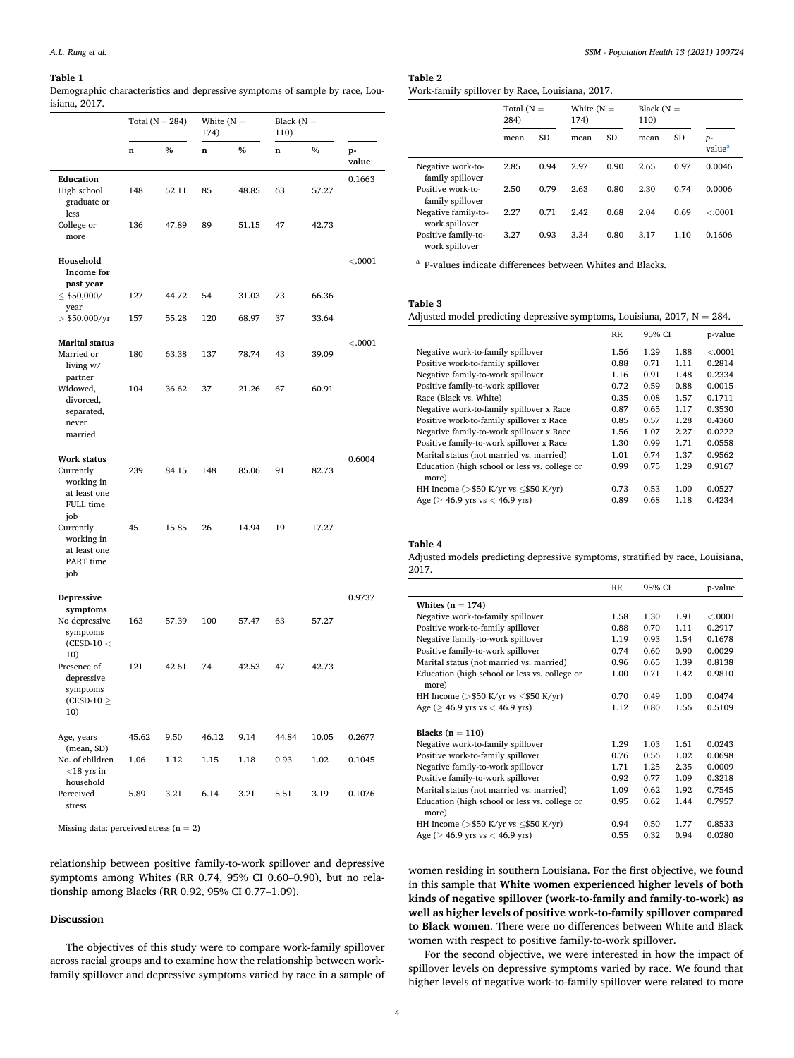**Table 1**
Demographic characteristics and depressive symptoms of sample by race, Louisiana, 2017.

| | Total (N = 284) | | White (N = 174) | | Black (N = 110) | | |
|---|---|---|---|---|---|---|---|
| | n | % | n | % | n | % | p-value |
| **Education** | | | | | | | 0.1663 |
| High school graduate or less | 148 | 52.11 | 85 | 48.85 | 63 | 57.27 | |
| College or more | 136 | 47.89 | 89 | 51.15 | 47 | 42.73 | |
| **Household Income for past year** | | | | | | | <.0001 |
| ≤ $50,000/year | 127 | 44.72 | 54 | 31.03 | 73 | 66.36 | |
| > $50,000/yr | 157 | 55.28 | 120 | 68.97 | 37 | 33.64 | |
| **Marital status** | | | | | | | <.0001 |
| Married or living w/ partner | 180 | 63.38 | 137 | 78.74 | 43 | 39.09 | |
| Widowed, divorced, separated, never married | 104 | 36.62 | 37 | 21.26 | 67 | 60.91 | |
| **Work status** | | | | | | | 0.6004 |
| Currently working in at least one FULL time job | 239 | 84.15 | 148 | 85.06 | 91 | 82.73 | |
| Currently working in at least one PART time job | 45 | 15.85 | 26 | 14.94 | 19 | 17.27 | |
| **Depressive symptoms** | | | | | | | 0.9737 |
| No depressive symptoms (CESD-10 < 10) | 163 | 57.39 | 100 | 57.47 | 63 | 57.27 | |
| Presence of depressive symptoms (CESD-10 ≥ 10) | 121 | 42.61 | 74 | 42.53 | 47 | 42.73 | |
| Age, years (mean, SD) | 45.62 | 9.50 | 46.12 | 9.14 | 44.84 | 10.05 | 0.2677 |
| No. of children <18 yrs in household | 1.06 | 1.12 | 1.15 | 1.18 | 0.93 | 1.02 | 0.1045 |
| Perceived stress | 5.89 | 3.21 | 6.14 | 3.21 | 5.51 | 3.19 | 0.1076 |

Missing data: perceived stress (n = 2)

**Table 2**
Work-family spillover by Race, Louisiana, 2017.

| | Total (N = 284) | | White (N = 174) | | Black (N = 110) | | |
|---|---|---|---|---|---|---|---|
| | mean | SD | mean | SD | mean | SD | p-value[a] |
| Negative work-to-family spillover | 2.85 | 0.94 | 2.97 | 0.90 | 2.65 | 0.97 | 0.0046 |
| Positive work-to-family spillover | 2.50 | 0.79 | 2.63 | 0.80 | 2.30 | 0.74 | 0.0006 |
| Negative family-to-work spillover | 2.27 | 0.71 | 2.42 | 0.68 | 2.04 | 0.69 | <.0001 |
| Positive family-to-work spillover | 3.27 | 0.93 | 3.34 | 0.80 | 3.17 | 1.10 | 0.1606 |

[a] P-values indicate differences between Whites and Blacks.

**Table 3**
Adjusted model predicting depressive symptoms, Louisiana, 2017, N = 284.

| | RR | 95% CI | | p-value |
|---|---|---|---|---|
| Negative work-to-family spillover | 1.56 | 1.29 | 1.88 | <.0001 |
| Positive work-to-family spillover | 0.88 | 0.71 | 1.11 | 0.2814 |
| Negative family-to-work spillover | 1.16 | 0.91 | 1.48 | 0.2334 |
| Positive family-to-work spillover | 0.72 | 0.59 | 0.88 | 0.0015 |
| Race (Black vs. White) | 0.35 | 0.08 | 1.57 | 0.1711 |
| Negative work-to-family spillover x Race | 0.87 | 0.65 | 1.17 | 0.3530 |
| Positive work-to-family spillover x Race | 0.85 | 0.57 | 1.28 | 0.4360 |
| Negative family-to-work spillover x Race | 1.56 | 1.07 | 2.27 | 0.0222 |
| Positive family-to-work spillover x Race | 1.30 | 0.99 | 1.71 | 0.0558 |
| Marital status (not married vs. married) | 1.01 | 0.74 | 1.37 | 0.9562 |
| Education (high school or less vs. college or more) | 0.99 | 0.75 | 1.29 | 0.9167 |
| HH Income (>$50 K/yr vs ≤$50 K/yr) | 0.73 | 0.53 | 1.00 | 0.0527 |
| Age (≥ 46.9 yrs vs < 46.9 yrs) | 0.89 | 0.68 | 1.18 | 0.4234 |

**Table 4**
Adjusted models predicting depressive symptoms, stratified by race, Louisiana, 2017.

| | RR | 95% CI | | p-value |
|---|---|---|---|---|
| **Whites (n = 174)** | | | | |
| Negative work-to-family spillover | 1.58 | 1.30 | 1.91 | <.0001 |
| Positive work-to-family spillover | 0.88 | 0.70 | 1.11 | 0.2917 |
| Negative family-to-work spillover | 1.19 | 0.93 | 1.54 | 0.1678 |
| Positive family-to-work spillover | 0.74 | 0.60 | 0.90 | 0.0029 |
| Marital status (not married vs. married) | 0.96 | 0.65 | 1.39 | 0.8138 |
| Education (high school or less vs. college or more) | 1.00 | 0.71 | 1.42 | 0.9810 |
| HH Income (>$50 K/yr vs ≤$50 K/yr) | 0.70 | 0.49 | 1.00 | 0.0474 |
| Age (≥ 46.9 yrs vs < 46.9 yrs) | 1.12 | 0.80 | 1.56 | 0.5109 |
| **Blacks (n = 110)** | | | | |
| Negative work-to-family spillover | 1.29 | 1.03 | 1.61 | 0.0243 |
| Positive work-to-family spillover | 0.76 | 0.56 | 1.02 | 0.0698 |
| Negative family-to-work spillover | 1.71 | 1.25 | 2.35 | 0.0009 |
| Positive family-to-work spillover | 0.92 | 0.77 | 1.09 | 0.3218 |
| Marital status (not married vs. married) | 1.09 | 0.62 | 1.92 | 0.7545 |
| Education (high school or less vs. college or more) | 0.95 | 0.62 | 1.44 | 0.7957 |
| HH Income (>$50 K/yr vs ≤$50 K/yr) | 0.94 | 0.50 | 1.77 | 0.8533 |
| Age (≥ 46.9 yrs vs < 46.9 yrs) | 0.55 | 0.32 | 0.94 | 0.0280 |

relationship between positive family-to-work spillover and depressive symptoms among Whites (RR 0.74, 95% CI 0.60–0.90), but no relationship among Blacks (RR 0.92, 95% CI 0.77–1.09).

## Discussion

The objectives of this study were to compare work-family spillover across racial groups and to examine how the relationship between work-family spillover and depressive symptoms varied by race in a sample of women residing in southern Louisiana. For the first objective, we found in this sample that **White women experienced higher levels of both kinds of negative spillover (work-to-family and family-to-work) as well as higher levels of positive work-to-family spillover compared to Black women**. There were no differences between White and Black women with respect to positive family-to-work spillover.

For the second objective, we were interested in how the impact of spillover levels on depressive symptoms varied by race. We found that higher levels of negative work-to-family spillover were related to more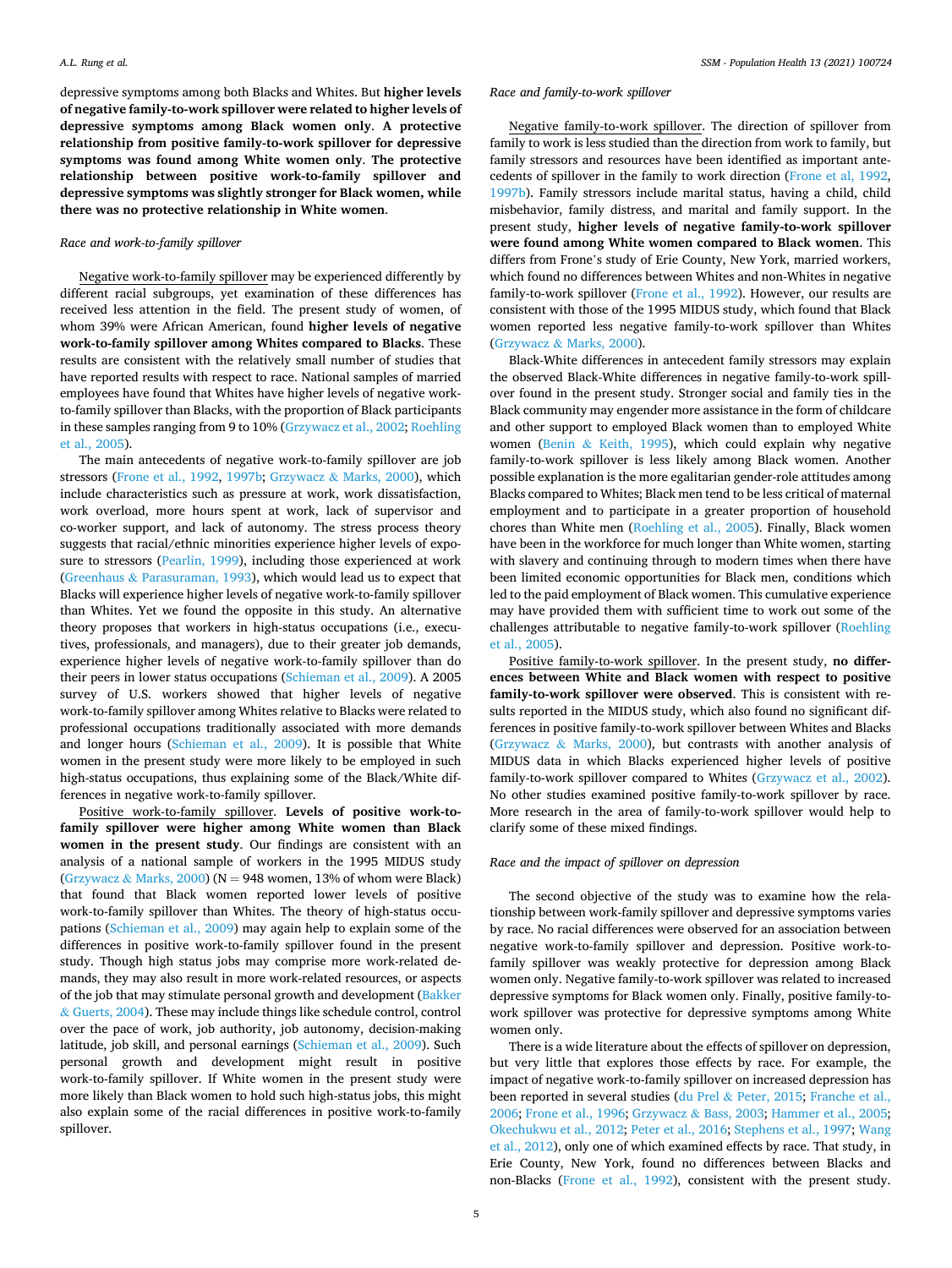depressive symptoms among both Blacks and Whites. But **higher levels of negative family-to-work spillover were related to higher levels of depressive symptoms among Black women only**. **A protective relationship from positive family-to-work spillover for depressive symptoms was found among White women only**. **The protective relationship between positive work-to-family spillover and depressive symptoms was slightly stronger for Black women, while there was no protective relationship in White women**.

### *Race and work-to-family spillover*

Negative work-to-family spillover may be experienced differently by different racial subgroups, yet examination of these differences has received less attention in the field. The present study of women, of whom 39% were African American, found **higher levels of negative work-to-family spillover among Whites compared to Blacks**. These results are consistent with the relatively small number of studies that have reported results with respect to race. National samples of married employees have found that Whites have higher levels of negative work-to-family spillover than Blacks, with the proportion of Black participants in these samples ranging from 9 to 10% (Grzywacz et al., 2002; Roehling et al., 2005).

The main antecedents of negative work-to-family spillover are job stressors (Frone et al., 1992, 1997b; Grzywacz & Marks, 2000), which include characteristics such as pressure at work, work dissatisfaction, work overload, more hours spent at work, lack of supervisor and co-worker support, and lack of autonomy. The stress process theory suggests that racial/ethnic minorities experience higher levels of exposure to stressors (Pearlin, 1999), including those experienced at work (Greenhaus & Parasuraman, 1993), which would lead us to expect that Blacks will experience higher levels of negative work-to-family spillover than Whites. Yet we found the opposite in this study. An alternative theory proposes that workers in high-status occupations (i.e., executives, professionals, and managers), due to their greater job demands, experience higher levels of negative work-to-family spillover than do their peers in lower status occupations (Schieman et al., 2009). A 2005 survey of U.S. workers showed that higher levels of negative work-to-family spillover among Whites relative to Blacks were related to professional occupations traditionally associated with more demands and longer hours (Schieman et al., 2009). It is possible that White women in the present study were more likely to be employed in such high-status occupations, thus explaining some of the Black/White differences in negative work-to-family spillover.

Positive work-to-family spillover. **Levels of positive work-to-family spillover were higher among White women than Black women in the present study**. Our findings are consistent with an analysis of a national sample of workers in the 1995 MIDUS study (Grzywacz & Marks, 2000) (N = 948 women, 13% of whom were Black) that found that Black women reported lower levels of positive work-to-family spillover than Whites. The theory of high-status occupations (Schieman et al., 2009) may again help to explain some of the differences in positive work-to-family spillover found in the present study. Though high status jobs may comprise more work-related demands, they may also result in more work-related resources, or aspects of the job that may stimulate personal growth and development (Bakker & Guerts, 2004). These may include things like schedule control, control over the pace of work, job authority, job autonomy, decision-making latitude, job skill, and personal earnings (Schieman et al., 2009). Such personal growth and development might result in positive work-to-family spillover. If White women in the present study were more likely than Black women to hold such high-status jobs, this might also explain some of the racial differences in positive work-to-family spillover.

### *Race and family-to-work spillover*

Negative family-to-work spillover. The direction of spillover from family to work is less studied than the direction from work to family, but family stressors and resources have been identified as important antecedents of spillover in the family to work direction (Frone et al., 1992, 1997b). Family stressors include marital status, having a child, child misbehavior, family distress, and marital and family support. In the present study, **higher levels of negative family-to-work spillover were found among White women compared to Black women**. This differs from Frone's study of Erie County, New York, married workers, which found no differences between Whites and non-Whites in negative family-to-work spillover (Frone et al., 1992). However, our results are consistent with those of the 1995 MIDUS study, which found that Black women reported less negative family-to-work spillover than Whites (Grzywacz & Marks, 2000).

Black-White differences in antecedent family stressors may explain the observed Black-White differences in negative family-to-work spillover found in the present study. Stronger social and family ties in the Black community may engender more assistance in the form of childcare and other support to employed Black women than to employed White women (Benin & Keith, 1995), which could explain why negative family-to-work spillover is less likely among Black women. Another possible explanation is the more egalitarian gender-role attitudes among Blacks compared to Whites; Black men tend to be less critical of maternal employment and to participate in a greater proportion of household chores than White men (Roehling et al., 2005). Finally, Black women have been in the workforce for much longer than White women, starting with slavery and continuing through to modern times when there have been limited economic opportunities for Black men, conditions which led to the paid employment of Black women. This cumulative experience may have provided them with sufficient time to work out some of the challenges attributable to negative family-to-work spillover (Roehling et al., 2005).

Positive family-to-work spillover. In the present study, **no differences between White and Black women with respect to positive family-to-work spillover were observed**. This is consistent with results reported in the MIDUS study, which also found no significant differences in positive family-to-work spillover between Whites and Blacks (Grzywacz & Marks, 2000), but contrasts with another analysis of MIDUS data in which Blacks experienced higher levels of positive family-to-work spillover compared to Whites (Grzywacz et al., 2002). No other studies examined positive family-to-work spillover by race. More research in the area of family-to-work spillover would help to clarify some of these mixed findings.

### *Race and the impact of spillover on depression*

The second objective of the study was to examine how the relationship between work-family spillover and depressive symptoms varies by race. No racial differences were observed for an association between negative work-to-family spillover and depression. Positive work-to-family spillover was weakly protective for depression among Black women only. Negative family-to-work spillover was related to increased depressive symptoms for Black women only. Finally, positive family-to-work spillover was protective for depressive symptoms among White women only.

There is a wide literature about the effects of spillover on depression, but very little that explores those effects by race. For example, the impact of negative work-to-family spillover on increased depression has been reported in several studies (du Prel & Peter, 2015; Franche et al., 2006; Frone et al., 1996; Grzywacz & Bass, 2003; Hammer et al., 2005; Okechukwu et al., 2012; Peter et al., 2016; Stephens et al., 1997; Wang et al., 2012), only one of which examined effects by race. That study, in Erie County, New York, found no differences between Blacks and non-Blacks (Frone et al., 1992), consistent with the present study.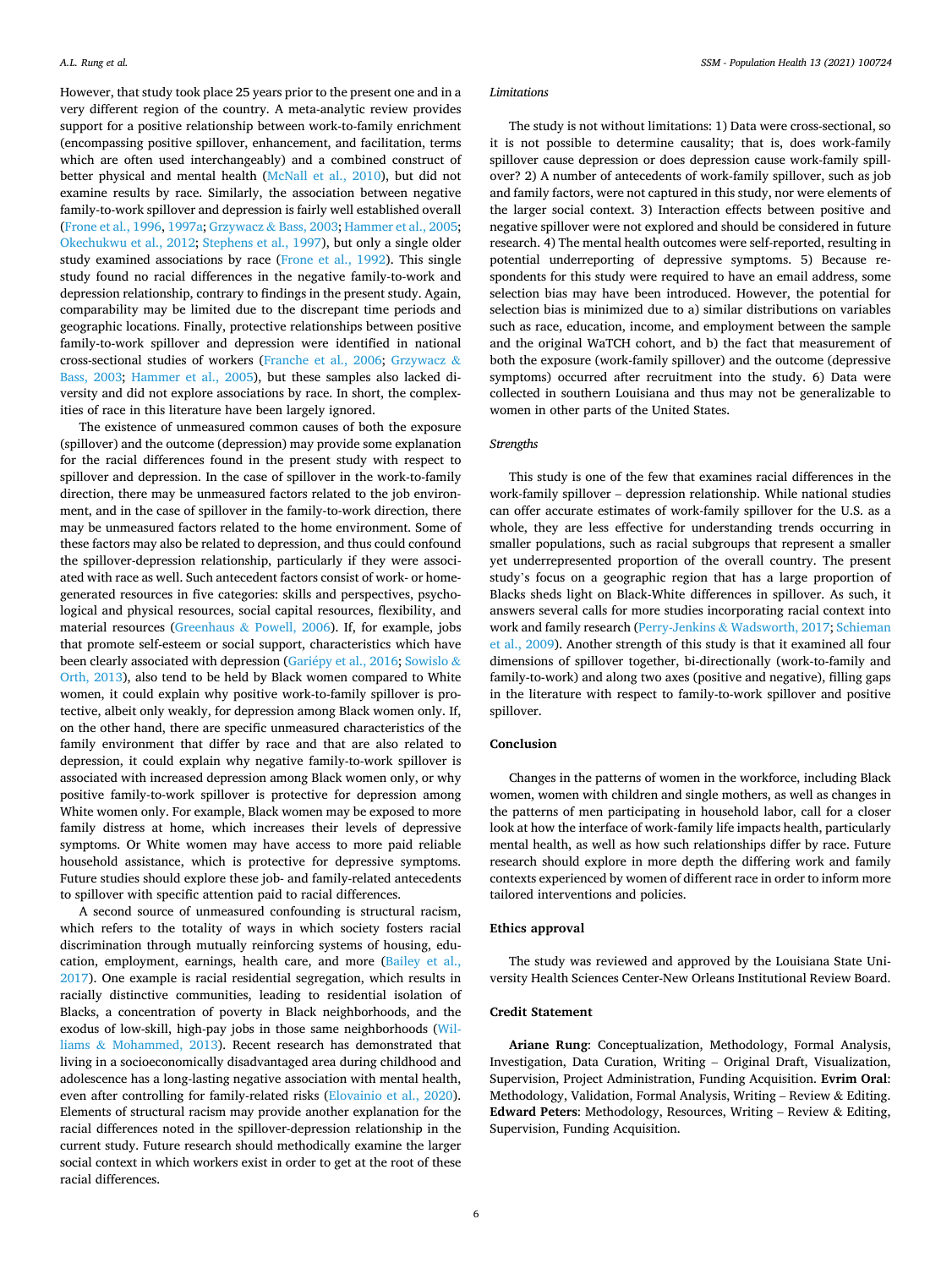However, that study took place 25 years prior to the present one and in a very different region of the country. A meta-analytic review provides support for a positive relationship between work-to-family enrichment (encompassing positive spillover, enhancement, and facilitation, terms which are often used interchangeably) and a combined construct of better physical and mental health (McNall et al., 2010), but did not examine results by race. Similarly, the association between negative family-to-work spillover and depression is fairly well established overall (Frone et al., 1996, 1997a; Grzywacz & Bass, 2003; Hammer et al., 2005; Okechukwu et al., 2012; Stephens et al., 1997), but only a single older study examined associations by race (Frone et al., 1992). This single study found no racial differences in the negative family-to-work and depression relationship, contrary to findings in the present study. Again, comparability may be limited due to the discrepant time periods and geographic locations. Finally, protective relationships between positive family-to-work spillover and depression were identified in national cross-sectional studies of workers (Franche et al., 2006; Grzywacz & Bass, 2003; Hammer et al., 2005), but these samples also lacked diversity and did not explore associations by race. In short, the complexities of race in this literature have been largely ignored.

The existence of unmeasured common causes of both the exposure (spillover) and the outcome (depression) may provide some explanation for the racial differences found in the present study with respect to spillover and depression. In the case of spillover in the work-to-family direction, there may be unmeasured factors related to the job environment, and in the case of spillover in the family-to-work direction, there may be unmeasured factors related to the home environment. Some of these factors may also be related to depression, and thus could confound the spillover-depression relationship, particularly if they were associated with race as well. Such antecedent factors consist of work- or home-generated resources in five categories: skills and perspectives, psychological and physical resources, social capital resources, flexibility, and material resources (Greenhaus & Powell, 2006). If, for example, jobs that promote self-esteem or social support, characteristics which have been clearly associated with depression (Gariépy et al., 2016; Sowislo & Orth, 2013), also tend to be held by Black women compared to White women, it could explain why positive work-to-family spillover is protective, albeit only weakly, for depression among Black women only. If, on the other hand, there are specific unmeasured characteristics of the family environment that differ by race and that are also related to depression, it could explain why negative family-to-work spillover is associated with increased depression among Black women only, or why positive family-to-work spillover is protective for depression among White women only. For example, Black women may be exposed to more family distress at home, which increases their levels of depressive symptoms. Or White women may have access to more paid reliable household assistance, which is protective for depressive symptoms. Future studies should explore these job- and family-related antecedents to spillover with specific attention paid to racial differences.

A second source of unmeasured confounding is structural racism, which refers to the totality of ways in which society fosters racial discrimination through mutually reinforcing systems of housing, education, employment, earnings, health care, and more (Bailey et al., 2017). One example is racial residential segregation, which results in racially distinctive communities, leading to residential isolation of Blacks, a concentration of poverty in Black neighborhoods, and the exodus of low-skill, high-pay jobs in those same neighborhoods (Williams & Mohammed, 2013). Recent research has demonstrated that living in a socioeconomically disadvantaged area during childhood and adolescence has a long-lasting negative association with mental health, even after controlling for family-related risks (Elovainio et al., 2020). Elements of structural racism may provide another explanation for the racial differences noted in the spillover-depression relationship in the current study. Future research should methodically examine the larger social context in which workers exist in order to get at the root of these racial differences.

### *Limitations*

The study is not without limitations: 1) Data were cross-sectional, so it is not possible to determine causality; that is, does work-family spillover cause depression or does depression cause work-family spillover? 2) A number of antecedents of work-family spillover, such as job and family factors, were not captured in this study, nor were elements of the larger social context. 3) Interaction effects between positive and negative spillover were not explored and should be considered in future research. 4) The mental health outcomes were self-reported, resulting in potential underreporting of depressive symptoms. 5) Because respondents for this study were required to have an email address, some selection bias may have been introduced. However, the potential for selection bias is minimized due to a) similar distributions on variables such as race, education, income, and employment between the sample and the original WaTCH cohort, and b) the fact that measurement of both the exposure (work-family spillover) and the outcome (depressive symptoms) occurred after recruitment into the study. 6) Data were collected in southern Louisiana and thus may not be generalizable to women in other parts of the United States.

### *Strengths*

This study is one of the few that examines racial differences in the work-family spillover – depression relationship. While national studies can offer accurate estimates of work-family spillover for the U.S. as a whole, they are less effective for understanding trends occurring in smaller populations, such as racial subgroups that represent a smaller yet underrepresented proportion of the overall country. The present study's focus on a geographic region that has a large proportion of Blacks sheds light on Black-White differences in spillover. As such, it answers several calls for more studies incorporating racial context into work and family research (Perry-Jenkins & Wadsworth, 2017; Schieman et al., 2009). Another strength of this study is that it examined all four dimensions of spillover together, bi-directionally (work-to-family and family-to-work) and along two axes (positive and negative), filling gaps in the literature with respect to family-to-work spillover and positive spillover.

## Conclusion

Changes in the patterns of women in the workforce, including Black women, women with children and single mothers, as well as changes in the patterns of men participating in household labor, call for a closer look at how the interface of work-family life impacts health, particularly mental health, as well as how such relationships differ by race. Future research should explore in more depth the differing work and family contexts experienced by women of different race in order to inform more tailored interventions and policies.

## Ethics approval

The study was reviewed and approved by the Louisiana State University Health Sciences Center-New Orleans Institutional Review Board.

## Credit Statement

**Ariane Rung**: Conceptualization, Methodology, Formal Analysis, Investigation, Data Curation, Writing – Original Draft, Visualization, Supervision, Project Administration, Funding Acquisition. **Evrim Oral**: Methodology, Validation, Formal Analysis, Writing – Review & Editing. **Edward Peters**: Methodology, Resources, Writing – Review & Editing, Supervision, Funding Acquisition.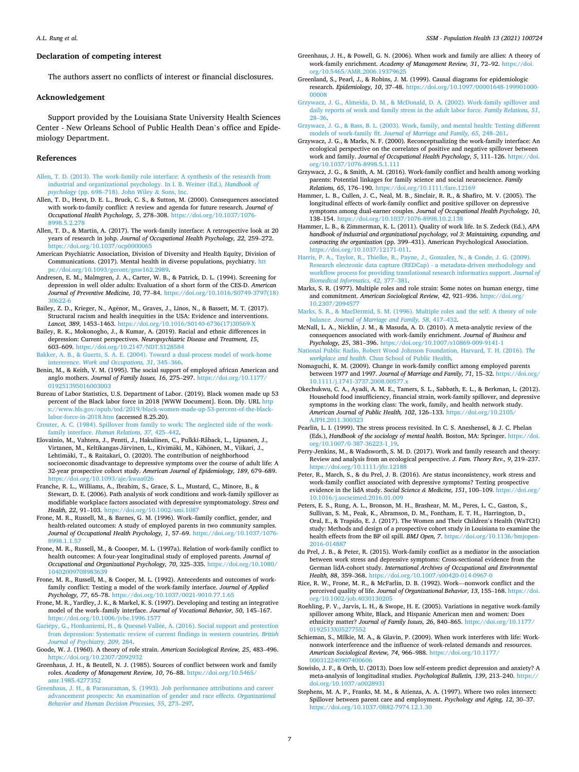## Declaration of competing interest

The authors assert no conflicts of interest or financial disclosures.

## Acknowledgement

Support provided by the Louisiana State University Health Sciences Center - New Orleans School of Public Health Dean's office and Epidemiology Department.

## References

Allen, T. D. (2013). The work-family role interface: A synthesis of the research from industrial and organizational psychology. In I. B. Weiner (Ed.), *Handbook of psychology* (pp. 698–718). John Wiley & Sons, Inc.

Allen, T. D., Herst, D. E. L., Bruck, C. S., & Sutton, M. (2000). Consequences associated with work-to-family conflict: A review and agenda for future research. *Journal of Occupational Health Psychology, 5*, 278–308. https://doi.org/10.1037/1076-8998.5.2.278

Allen, T. D., & Martin, A. (2017). The work-family interface: A retrospective look at 20 years of research in johp. *Journal of Occupational Health Psychology, 22*, 259–272. https://doi.org/10.1037/ocp0000065

American Psychiatric Association, Division of Diversity and Health Equity, Division of Communications. (2017). Mental health in diverse populations, psychiatry. https://doi.org/10.1093/geront/gnw162.2989.

Andresen, E. M., Malmgren, J. A., Carter, W. B., & Patrick, D. L. (1994). Screening for depression in well older adults: Evaluation of a short form of the CES-D. *American Journal of Preventive Medicine, 10*, 77–84. https://doi.org/10.1016/S0749-3797(18)30622-6

Bailey, Z. D., Krieger, N., Agénor, M., Graves, J., Linos, N., & Bassett, M. T. (2017). Structural racism and health inequities in the USA: Evidence and interventions. *Lancet, 389*, 1453–1463. https://doi.org/10.1016/S0140-6736(17)30569-X

Bailey, R. K., Mokonogho, J., & Kumar, A. (2019). Racial and ethnic differences in depression: Current perspectives. *Neuropsychiatric Disease and Treatment, 15*, 603–609. https://doi.org/10.2147/NDT.S128584

Bakker, A. B., & Guerts, S. A. E. (2004). Toward a dual-process model of work-home intererence. *Work and Occupations, 31*, 345–366.

Benin, M., & Keith, V. M. (1995). The social support of employed african American and anglo mothers. *Journal of Family Issues, 16*, 275–297. https://doi.org/10.1177/019251395016003003

Bureau of Labor Statistics, U.S. Department of Labor. (2019). Black women made up 53 percent of the Black labor force in 2018 [WWW Document]. Econ. Dly. URL https://www.bls.gov/opub/ted/2019/black-women-made-up-53-percent-of-the-black-labor-force-in-2018.htm (accessed 8.25.20).

Crouter, A. C. (1984). Spillover from family to work: The neglected side of the work-family interface. *Human Relations, 37*, 425–442.

Elovainio, M., Vahtera, J., Pentti, J., Hakulinen, C., Pulkki-Råback, L., Lipsanen, J., Virtanen, M., Keltikangas-Järvinen, L., Kivimäki, M., Kähönen, M., Viikari, J., Lehtimäki, T., & Raitakari, O. (2020). The contribution of neighborhood socioeconomic disadvantage to depressive symptoms over the course of adult life: A 32-year prospective cohort study. *American Journal of Epidemiology, 189*, 679–689. https://doi.org/10.1093/aje/kwaa026

Franche, R. L., Williams, A., Ibrahim, S., Grace, S. L., Mustard, C., Minore, B., & Stewart, D. E. (2006). Path analysis of work conditions and work-family spillover as modifiable workplace factors associated with depressive symptomatology. *Stress and Health, 22*, 91–103. https://doi.org/10.1002/smi.1087

Frone, M. R., Russell, M., & Barnes, G. M. (1996). Work–family conflict, gender, and health-related outcomes: A study of employed parents in two community samples. *Journal of Occupational Health Psychology, 1*, 57–69. https://doi.org/10.1037/1076-8998.1.1.57

Frone, M. R., Russell, M., & Coooper, M. L. (1997a). Relation of work-family conflict to health outcomes: A four-year longitudinal study of employed parents. *Journal of Occupational and Organizational Psychology, 70*, 325–335. https://doi.org/10.1080/10402009708983639

Frone, M. R., Russell, M., & Cooper, M. L. (1992). Antecedents and outcomes of work-family conflict: Testing a model of the work-family interface. *Journal of Applied Psychology, 77*, 65–78. https://doi.org/10.1037/0021-9010.77.1.65

Frone, M. R., Yardley, J. K., & Markel, K. S. (1997). Developing and testing an integrative model of the work–family interface. *Journal of Vocational Behavior, 50*, 145–167. https://doi.org/10.1006/jvbe.1996.1577

Gariépy, G., Honkaniemi, H., & Quesnel-Vallée, A. (2016). Social support and protection from depression: Systematic review of current findings in western countries. *British Journal of Psychiatry, 209*, 284.

Goode, W. J. (1960). A theory of role strain. *American Sociological Review, 25*, 483–496. https://doi.org/10.2307/2092932

Greenhaus, J. H., & Beutell, N. J. (1985). Sources of conflict between work and family roles. *Academy of Management Review, 10*, 76–88. https://doi.org/10.5465/amr.1985.4277352

Greenhaus, J. H., & Parasuraman, S. (1993). Job performance attributions and career advancement prospects: An examination of gender and race effects. *Organizational Behavior and Human Decision Processes, 55*, 273–297.

Greenhaus, J. H., & Powell, G. N. (2006). When work and family are allies: A theory of work-family enrichment. *Academy of Management Review, 31*, 72–92. https://doi.org/10.5465/AMR.2006.19379625

Greenland, S., Pearl, J., & Robins, J. M. (1999). Causal diagrams for epidemiologic research. *Epidemiology, 10*, 37–48. https://doi.org/10.1097/00001648-199901000-00008

Grzywacz, J. G., Almeida, D. M., & McDonald, D. A. (2002). Work-family spillover and daily reports of work and family stress in the adult labor force. *Family Relations, 51*, 28–36.

Grzywacz, J. G., & Bass, B. L. (2003). Work, family, and mental health: Testing different models of work-family fit. *Journal of Marriage and Family, 65*, 248–261.

Grzywacz, J. G., & Marks, N. F. (2000). Reconceptualizing the work-family interface: An ecological perspective on the correlates of positive and negative spillover between work and family. *Journal of Occupational Health Psychology, 5*, 111–126. https://doi.org/10.1037/1076-8998.5.1.111

Grzywacz, J. G., & Smith, A. M. (2016). Work-family conflict and health among working parents: Potential linkages for family science and social neuroscience. *Family Relations, 65*, 176–190. https://doi.org/10.1111/fare.12169

Hammer, L. B., Cullen, J. C., Neal, M. B., Sinclair, R. R., & Shafiro, M. V. (2005). The longitudinal effects of work-family conflict and positive spillover on depressive symptoms among dual-earner couples. *Journal of Occupational Health Psychology, 10*, 138–154. https://doi.org/10.1037/1076-8998.10.2.138

Hammer, L. B., & Zimmerman, K. L. (2011). Quality of work life. In S. Zedeck (Ed.), *APA handbook of industrial and organizational psychology, vol 3: Maintaining, expanding, and contracting the organization* (pp. 399–431). American Psychological Association. https://doi.org/10.1037/12171-011.

Harris, P. A., Taylor, R., Thielke, R., Payne, J., Gonzalez, N., & Conde, J. G. (2009). Research electronic data capture (REDCap) - a metadata-driven methodology and workflow process for providing translational research informatics support. *Journal of Biomedical Informatics, 42*, 377–381.

Marks, S. R. (1977). Multiple roles and role strain: Some notes on human energy, time and commitment. *American Sociological Review, 42*, 921–936. https://doi.org/10.2307/2094577

Marks, S. R., & MacDermid, S. M. (1996). Multiple roles and the self: A theory of role balance. *Journal of Marriage and Family, 58*, 417–432.

McNall, L. A., Nicklin, J. M., & Masuda, A. D. (2010). A meta-analytic review of the consequences associated with work-family enrichment. *Journal of Business and Psychology, 25*, 381–396. https://doi.org/10.1007/s10869-009-9141-1

National Public Radio, Robert Wood Johnson Foundation, Harvard, T. H. (2016). *The workplace and health*. Chan School of Public Health.

Nomaguchi, K. M. (2009). Change in work-family conflict among employed parents between 1977 and 1997. *Journal of Marriage and Family, 71*, 15–32. https://doi.org/10.1111/j.1741-3737.2008.00577.x

Okechukwu, C. A., Ayadi, A. M. E., Tamers, S. L., Sabbath, E. L., & Berkman, L. (2012). Household food insufficiency, financial strain, work-family spillover, and depressive symptoms in the working class: The work, family, and health network study. *American Journal of Public Health, 102*, 126–133. https://doi.org/10.2105/AJPH.2011.300323

Pearlin, L. I. (1999). The stress process revisited. In C. S. Aneshensel, & J. C. Phelan (Eds.), *Handbook of the sociology of mental health*. Boston, MA: Springer. https://doi.org/10.1007/0-387-36223-1_19.

Perry-Jenkins, M., & Wadsworth, S. M. D. (2017). Work and family research and theory: Review and analysis from an ecological perspective. *J. Fam. Theory Rev., 9*, 219–237. https://doi.org/10.1111/jftr.12188

Peter, R., March, S., & du Prel, J. B. (2016). Are status inconsistency, work stress and work-family conflict associated with depressive symptoms? Testing prospective evidence in the lidA study. *Social Science & Medicine, 151*, 100–109. https://doi.org/10.1016/j.socscimed.2016.01.009

Peters, E. S., Rung, A. L., Bronson, M. H., Brashear, M. M., Peres, L. C., Gaston, S., Sullivan, S. M., Peak, K., Abramson, D. M., Fontham, E. T. H., Harrington, D., Oral, E., & Trapido, E. J. (2017). The Women and Their Children's Health (WaTCH) study: Methods and design of a prospective cohort study in Louisiana to examine the health effects from the BP oil spill. *BMJ Open, 7*. https://doi.org/10.1136/bmjopen-2016-014887

du Prel, J. B., & Peter, R. (2015). Work-family conflict as a mediator in the association between work stress and depressive symptoms: Cross-sectional evidence from the German lidA-cohort study. *International Archives of Occupational and Environmental Health, 88*, 359–368. https://doi.org/10.1007/s00420-014-0967-0

Rice, R. W., Frone, M. R., & McFarlin, D. B. (1992). Work—nonwork conflict and the perceived quality of life. *Journal of Organizational Behavior, 13*, 155–168. https://doi.org/10.1002/job.4030130205

Roehling, P. V., Jarvis, L. H., & Swope, H. E. (2005). Variations in negative work-family spillover among White, Black, and Hispanic American men and women: Does ethnicity matter? *Journal of Family Issues, 26*, 840–865. https://doi.org/10.1177/0192513X05277552

Schieman, S., Milkie, M. A., & Glavin, P. (2009). When work interferes with life: Work-nonwork interference and the influence of work-related demands and resources. *American Sociological Review, 74*, 966–988. https://doi.org/10.1177/000312240907400606

Sowislo, J. F., & Orth, U. (2013). Does low self-esteem predict depression and anxiety? A meta-analysis of longitudinal studies. *Psychological Bulletin, 139*, 213–240. https://doi.org/10.1037/a0028931

Stephens, M. A. P., Franks, M. M., & Atienza, A. A. (1997). Where two roles intersect: Spillover between parent care and employment. *Psychology and Aging, 12*, 30–37. https://doi.org/10.1037/0882-7974.12.1.30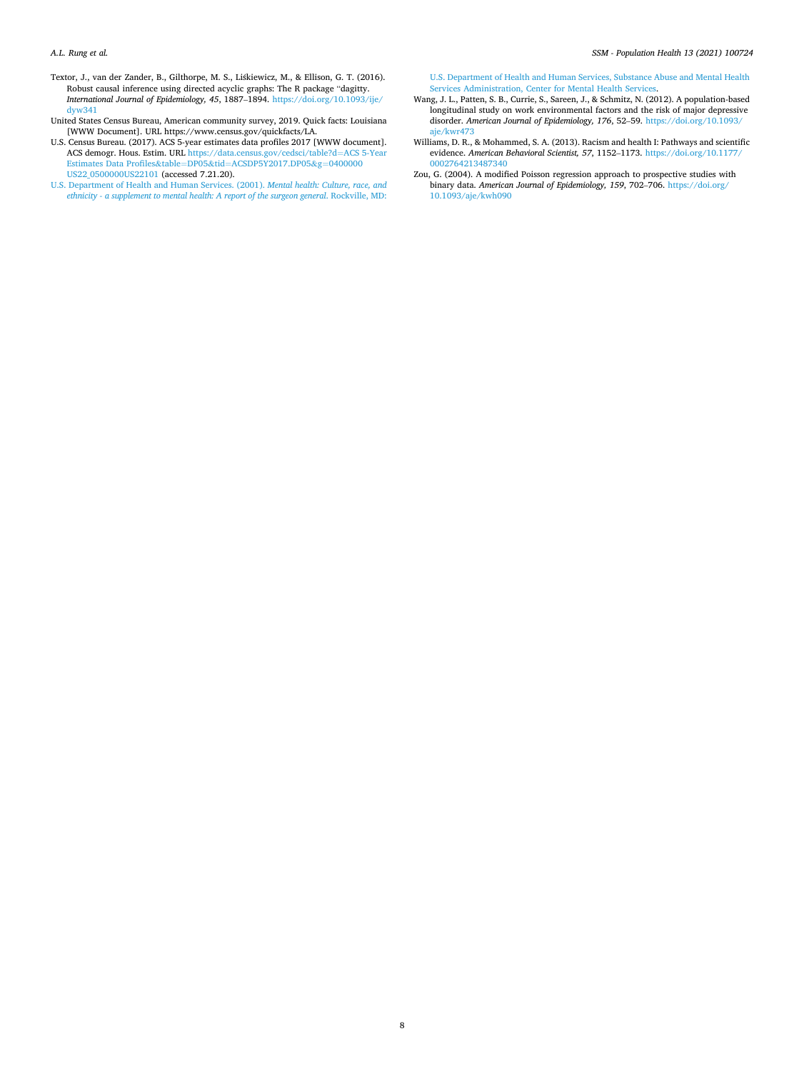Textor, J., van der Zander, B., Gilthorpe, M. S., Liśkiewicz, M., & Ellison, G. T. (2016). Robust causal inference using directed acyclic graphs: The R package "dagitty. *International Journal of Epidemiology, 45*, 1887–1894. https://doi.org/10.1093/ije/dyw341

United States Census Bureau, American community survey, 2019. Quick facts: Louisiana [WWW Document]. URL https://www.census.gov/quickfacts/LA.

U.S. Census Bureau. (2017). ACS 5-year estimates data profiles 2017 [WWW document]. ACS demogr. Hous. Estim. URL https://data.census.gov/cedsci/table?d=ACS 5-Year Estimates Data Profiles&table=DP05&tid=ACSDP5Y2017.DP05&g=0400000US22_0500000US22101 (accessed 7.21.20).

U.S. Department of Health and Human Services. (2001). *Mental health: Culture, race, and ethnicity - a supplement to mental health: A report of the surgeon general*. Rockville, MD: U.S. Department of Health and Human Services, Substance Abuse and Mental Health Services Administration, Center for Mental Health Services.

Wang, J. L., Patten, S. B., Currie, S., Sareen, J., & Schmitz, N. (2012). A population-based longitudinal study on work environmental factors and the risk of major depressive disorder. *American Journal of Epidemiology, 176*, 52–59. https://doi.org/10.1093/aje/kwr473

Williams, D. R., & Mohammed, S. A. (2013). Racism and health I: Pathways and scientific evidence. *American Behavioral Scientist, 57*, 1152–1173. https://doi.org/10.1177/0002764213487340

Zou, G. (2004). A modified Poisson regression approach to prospective studies with binary data. *American Journal of Epidemiology, 159*, 702–706. https://doi.org/10.1093/aje/kwh090